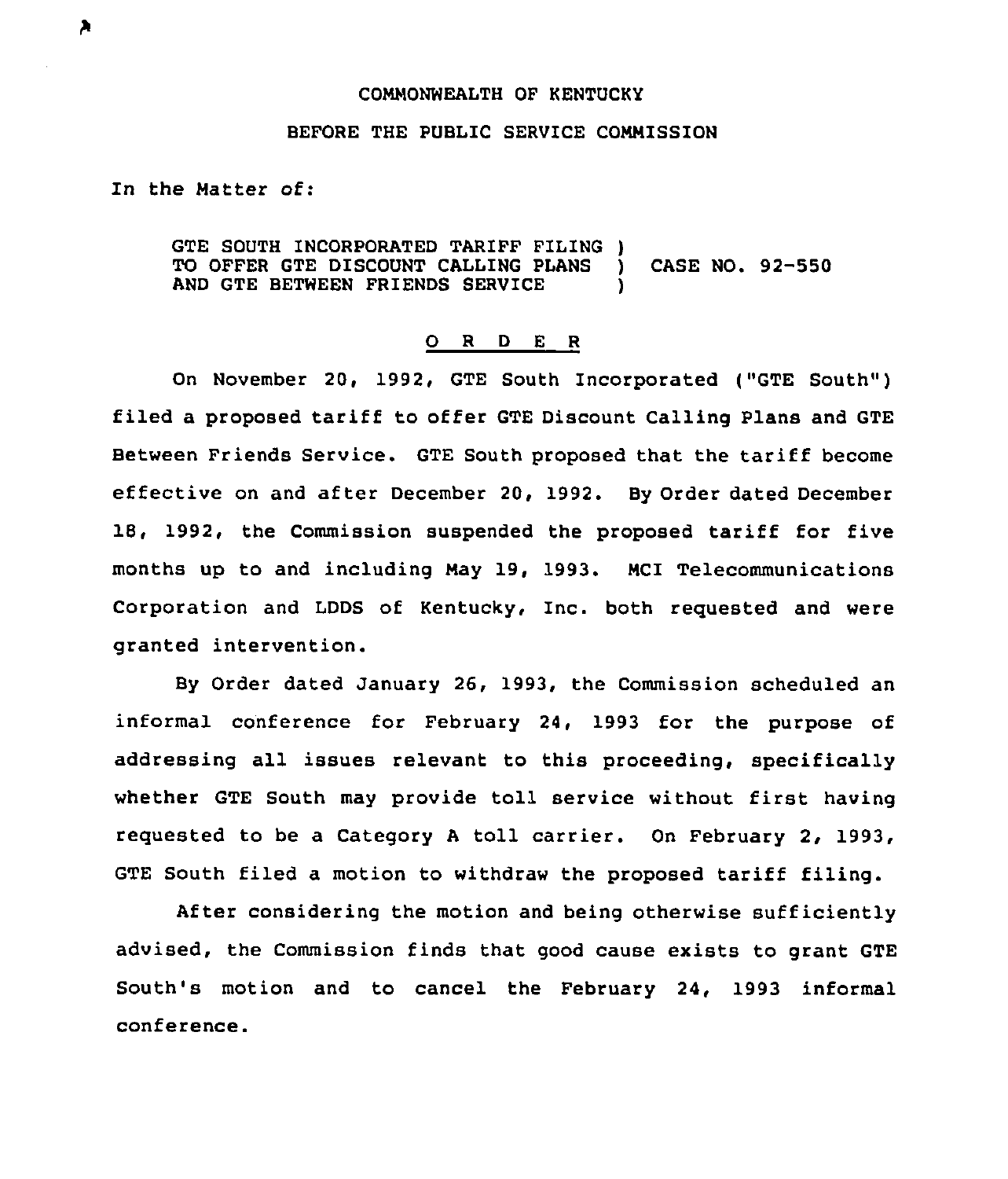COMMONWEALTH OF KENTUCKY

BEFORE THE PUBLIC SERVICE COMMISSION

In the Matter of:

GTE SOUTH INCORPORATED TARIFF FILING )
TO OFFER GTE DISCOUNT CALLING PLANS ) CASE NO. 92-550
AND GTE BETWEEN FRIENDS SERVICE )

## O R D E R

On November 20, 1992, GTE South Incorporated ("GTE South") filed a proposed tariff to offer GTE Discount Calling Plans and GTE Between Friends Service. GTE South proposed that the tariff become effective on and after December 20, 1992. By Order dated December 18, 1992, the Commission suspended the proposed tariff for five months up to and including May 19, 1993. MCI Telecommunications Corporation and LDDS of Kentucky, Inc. both requested and were granted intervention.

By Order dated January 26, 1993, the Commission scheduled an informal conference for February 24, 1993 for the purpose of addressing all issues relevant to this proceeding, specifically whether GTE South may provide toll service without first having requested to be a Category A toll carrier. On February 2, 1993, GTE South filed a motion to withdraw the proposed tariff filing.

After considering the motion and being otherwise sufficiently advised, the Commission finds that good cause exists to grant GTE South's motion and to cancel the February 24, 1993 informal conference.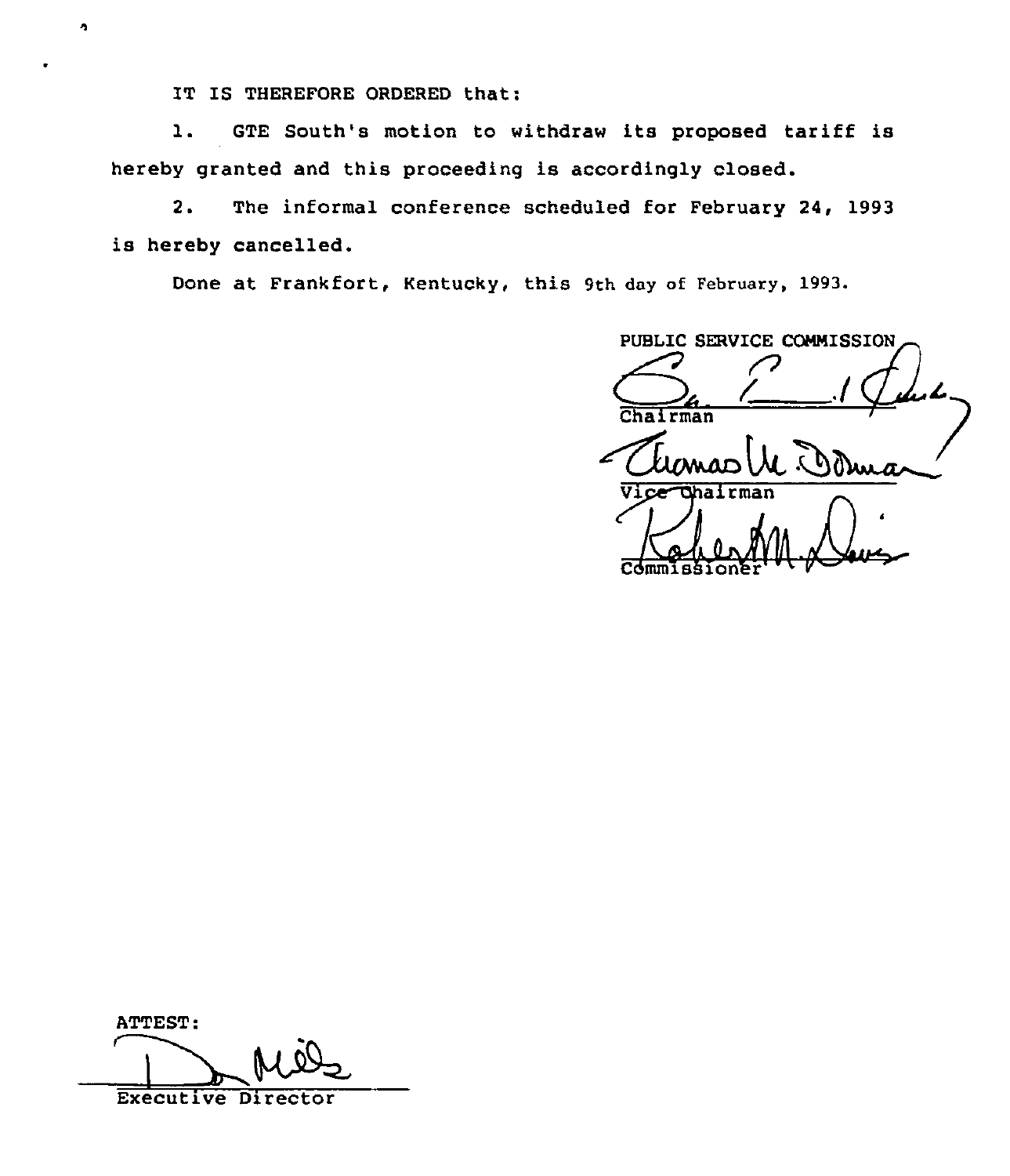IT IS THEREFORE ORDERED that:

1. GTE South's motion to withdraw its proposed tariff is hereby granted and this proceeding is accordingly closed.

2. The informal conference scheduled for February 24, 1993 is hereby cancelled.

Done at Frankfort, Kentucky, this 9th day of February, 1993.

PUBLIC SERVICE COMMISSION

Chairman

Vice Chairman

Commissioner

ATTEST:

Executive Director